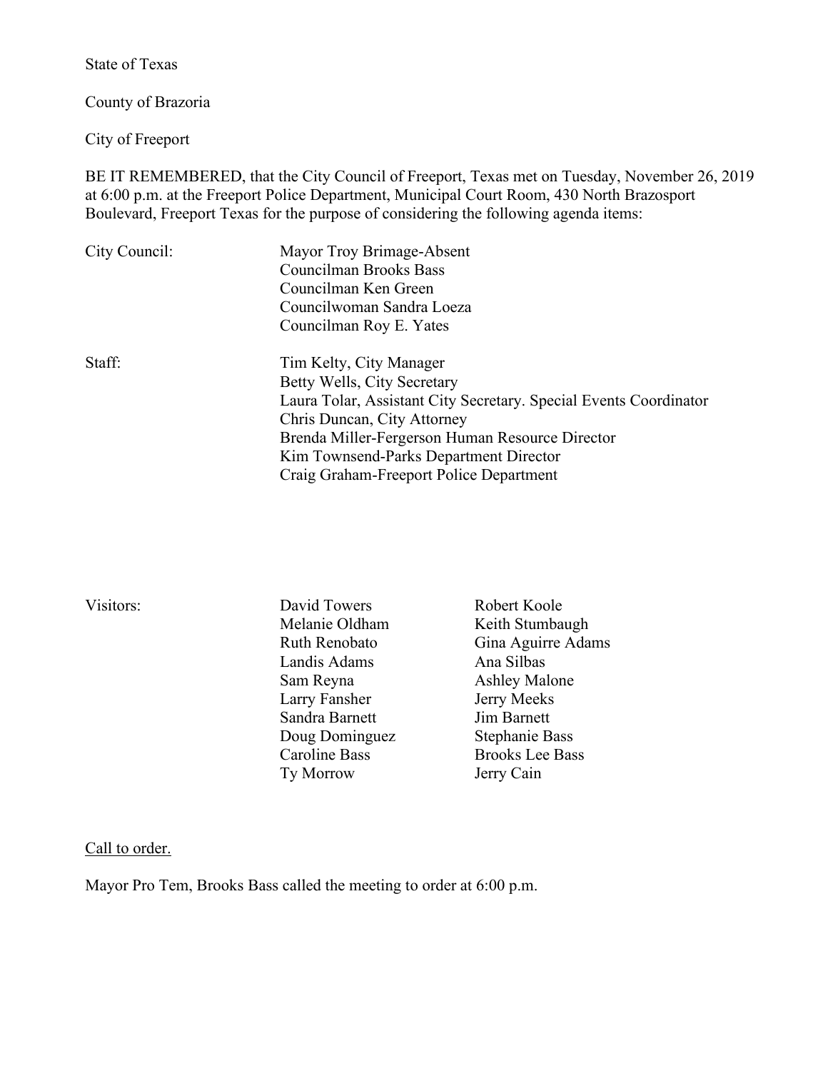State of Texas

County of Brazoria

City of Freeport

BE IT REMEMBERED, that the City Council of Freeport, Texas met on Tuesday, November 26, 2019 at 6:00 p.m. at the Freeport Police Department, Municipal Court Room, 430 North Brazosport Boulevard, Freeport Texas for the purpose of considering the following agenda items:

| City Council: | Mayor Troy Brimage-Absent |
|---|---|
| | Councilman Brooks Bass |
| | Councilman Ken Green |
| | Councilwoman Sandra Loeza |
| | Councilman Roy E. Yates |

| Staff: | Tim Kelty, City Manager |
|---|---|
| | Betty Wells, City Secretary |
| | Laura Tolar, Assistant City Secretary. Special Events Coordinator |
| | Chris Duncan, City Attorney |
| | Brenda Miller-Fergerson Human Resource Director |
| | Kim Townsend-Parks Department Director |
| | Craig Graham-Freeport Police Department |

| Visitors: | | |
|---|---|---|
| | David Towers | Robert Koole |
| | Melanie Oldham | Keith Stumbaugh |
| | Ruth Renobato | Gina Aguirre Adams |
| | Landis Adams | Ana Silbas |
| | Sam Reyna | Ashley Malone |
| | Larry Fansher | Jerry Meeks |
| | Sandra Barnett | Jim Barnett |
| | Doug Dominguez | Stephanie Bass |
| | Caroline Bass | Brooks Lee Bass |
| | Ty Morrow | Jerry Cain |

Call to order.

Mayor Pro Tem, Brooks Bass called the meeting to order at 6:00 p.m.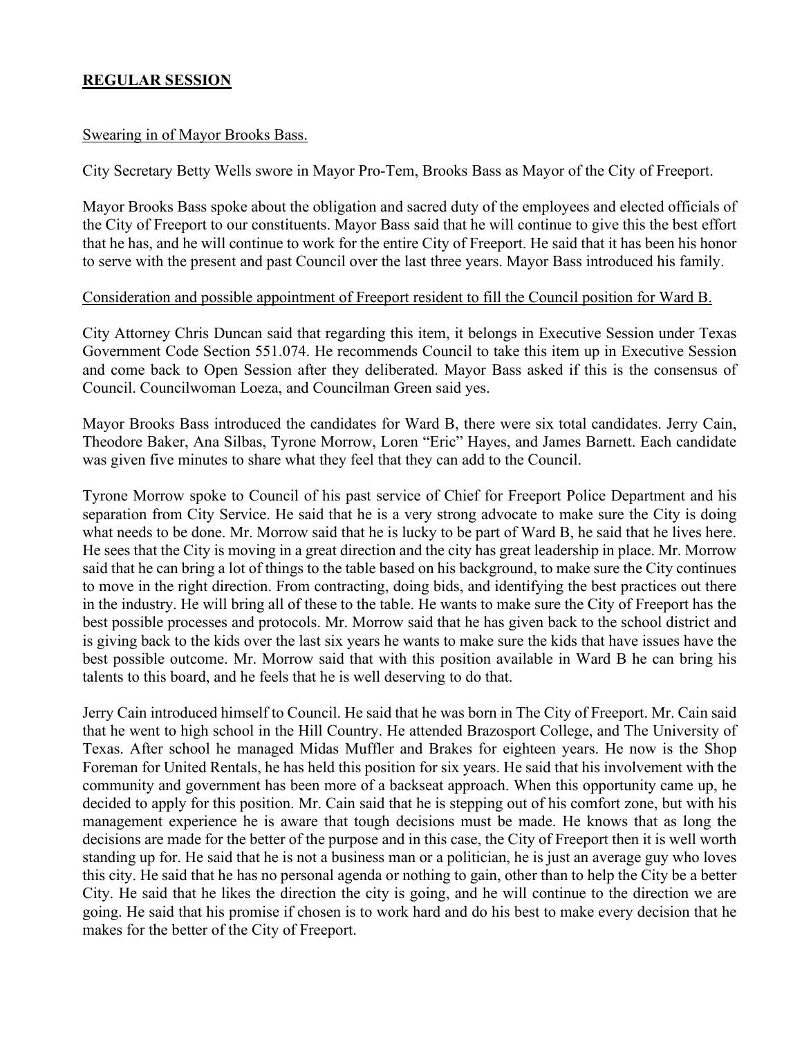## **REGULAR SESSION**

Swearing in of Mayor Brooks Bass.

City Secretary Betty Wells swore in Mayor Pro-Tem, Brooks Bass as Mayor of the City of Freeport.

Mayor Brooks Bass spoke about the obligation and sacred duty of the employees and elected officials of the City of Freeport to our constituents. Mayor Bass said that he will continue to give this the best effort that he has, and he will continue to work for the entire City of Freeport. He said that it has been his honor to serve with the present and past Council over the last three years. Mayor Bass introduced his family.

Consideration and possible appointment of Freeport resident to fill the Council position for Ward B.

City Attorney Chris Duncan said that regarding this item, it belongs in Executive Session under Texas Government Code Section 551.074. He recommends Council to take this item up in Executive Session and come back to Open Session after they deliberated. Mayor Bass asked if this is the consensus of Council. Councilwoman Loeza, and Councilman Green said yes.

Mayor Brooks Bass introduced the candidates for Ward B, there were six total candidates. Jerry Cain, Theodore Baker, Ana Silbas, Tyrone Morrow, Loren "Eric" Hayes, and James Barnett. Each candidate was given five minutes to share what they feel that they can add to the Council.

Tyrone Morrow spoke to Council of his past service of Chief for Freeport Police Department and his separation from City Service. He said that he is a very strong advocate to make sure the City is doing what needs to be done. Mr. Morrow said that he is lucky to be part of Ward B, he said that he lives here. He sees that the City is moving in a great direction and the city has great leadership in place. Mr. Morrow said that he can bring a lot of things to the table based on his background, to make sure the City continues to move in the right direction. From contracting, doing bids, and identifying the best practices out there in the industry. He will bring all of these to the table. He wants to make sure the City of Freeport has the best possible processes and protocols. Mr. Morrow said that he has given back to the school district and is giving back to the kids over the last six years he wants to make sure the kids that have issues have the best possible outcome. Mr. Morrow said that with this position available in Ward B he can bring his talents to this board, and he feels that he is well deserving to do that.

Jerry Cain introduced himself to Council. He said that he was born in The City of Freeport. Mr. Cain said that he went to high school in the Hill Country. He attended Brazosport College, and The University of Texas. After school he managed Midas Muffler and Brakes for eighteen years. He now is the Shop Foreman for United Rentals, he has held this position for six years. He said that his involvement with the community and government has been more of a backseat approach. When this opportunity came up, he decided to apply for this position. Mr. Cain said that he is stepping out of his comfort zone, but with his management experience he is aware that tough decisions must be made. He knows that as long the decisions are made for the better of the purpose and in this case, the City of Freeport then it is well worth standing up for. He said that he is not a business man or a politician, he is just an average guy who loves this city. He said that he has no personal agenda or nothing to gain, other than to help the City be a better City. He said that he likes the direction the city is going, and he will continue to the direction we are going. He said that his promise if chosen is to work hard and do his best to make every decision that he makes for the better of the City of Freeport.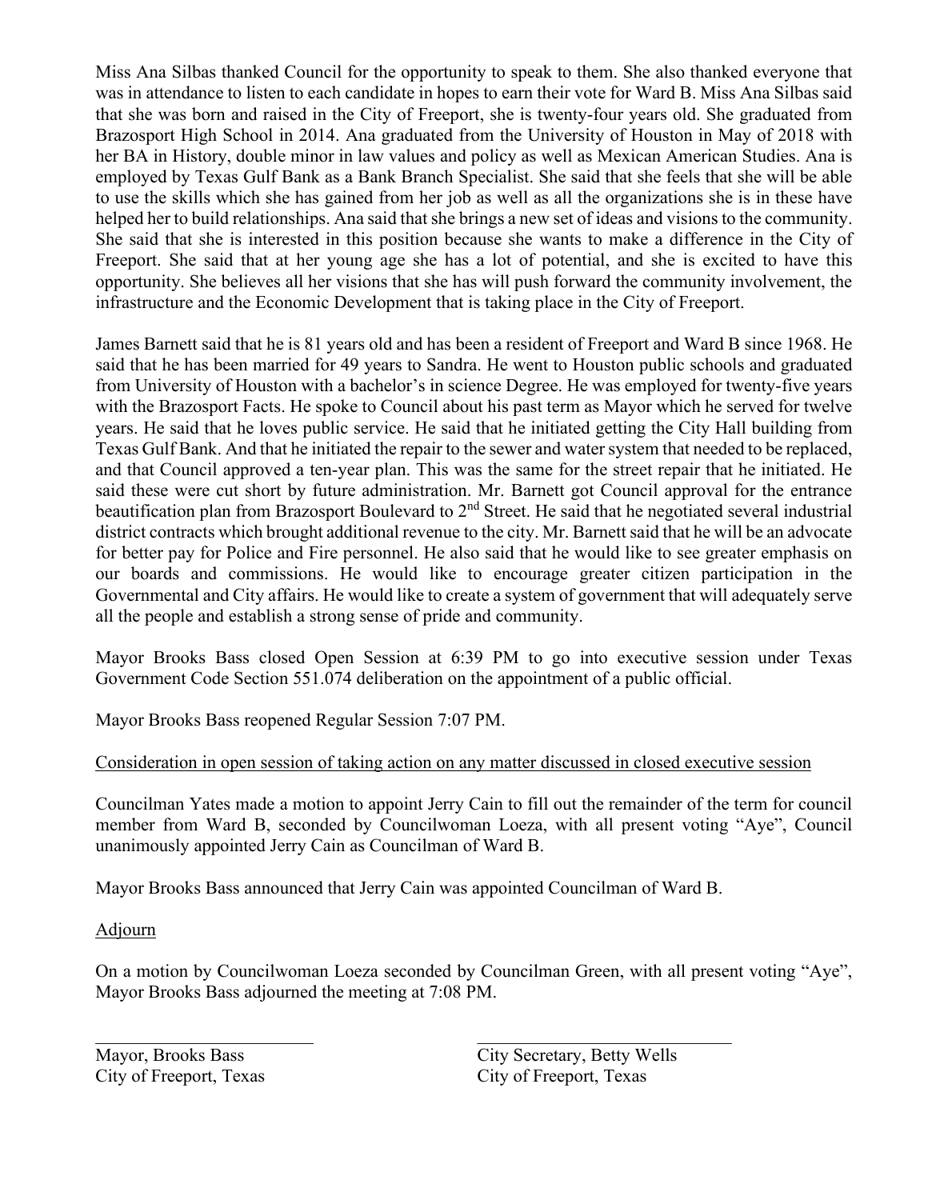Miss Ana Silbas thanked Council for the opportunity to speak to them. She also thanked everyone that was in attendance to listen to each candidate in hopes to earn their vote for Ward B. Miss Ana Silbas said that she was born and raised in the City of Freeport, she is twenty-four years old. She graduated from Brazosport High School in 2014. Ana graduated from the University of Houston in May of 2018 with her BA in History, double minor in law values and policy as well as Mexican American Studies. Ana is employed by Texas Gulf Bank as a Bank Branch Specialist. She said that she feels that she will be able to use the skills which she has gained from her job as well as all the organizations she is in these have helped her to build relationships. Ana said that she brings a new set of ideas and visions to the community. She said that she is interested in this position because she wants to make a difference in the City of Freeport. She said that at her young age she has a lot of potential, and she is excited to have this opportunity. She believes all her visions that she has will push forward the community involvement, the infrastructure and the Economic Development that is taking place in the City of Freeport.

James Barnett said that he is 81 years old and has been a resident of Freeport and Ward B since 1968. He said that he has been married for 49 years to Sandra. He went to Houston public schools and graduated from University of Houston with a bachelor's in science Degree. He was employed for twenty-five years with the Brazosport Facts. He spoke to Council about his past term as Mayor which he served for twelve years. He said that he loves public service. He said that he initiated getting the City Hall building from Texas Gulf Bank. And that he initiated the repair to the sewer and water system that needed to be replaced, and that Council approved a ten-year plan. This was the same for the street repair that he initiated. He said these were cut short by future administration. Mr. Barnett got Council approval for the entrance beautification plan from Brazosport Boulevard to 2nd Street. He said that he negotiated several industrial district contracts which brought additional revenue to the city. Mr. Barnett said that he will be an advocate for better pay for Police and Fire personnel. He also said that he would like to see greater emphasis on our boards and commissions. He would like to encourage greater citizen participation in the Governmental and City affairs. He would like to create a system of government that will adequately serve all the people and establish a strong sense of pride and community.

Mayor Brooks Bass closed Open Session at 6:39 PM to go into executive session under Texas Government Code Section 551.074 deliberation on the appointment of a public official.

Mayor Brooks Bass reopened Regular Session 7:07 PM.

Consideration in open session of taking action on any matter discussed in closed executive session

Councilman Yates made a motion to appoint Jerry Cain to fill out the remainder of the term for council member from Ward B, seconded by Councilwoman Loeza, with all present voting "Aye", Council unanimously appointed Jerry Cain as Councilman of Ward B.

Mayor Brooks Bass announced that Jerry Cain was appointed Councilman of Ward B.

Adjourn

On a motion by Councilwoman Loeza seconded by Councilman Green, with all present voting "Aye", Mayor Brooks Bass adjourned the meeting at 7:08 PM.

Mayor, Brooks Bass
City of Freeport, Texas

City Secretary, Betty Wells
City of Freeport, Texas